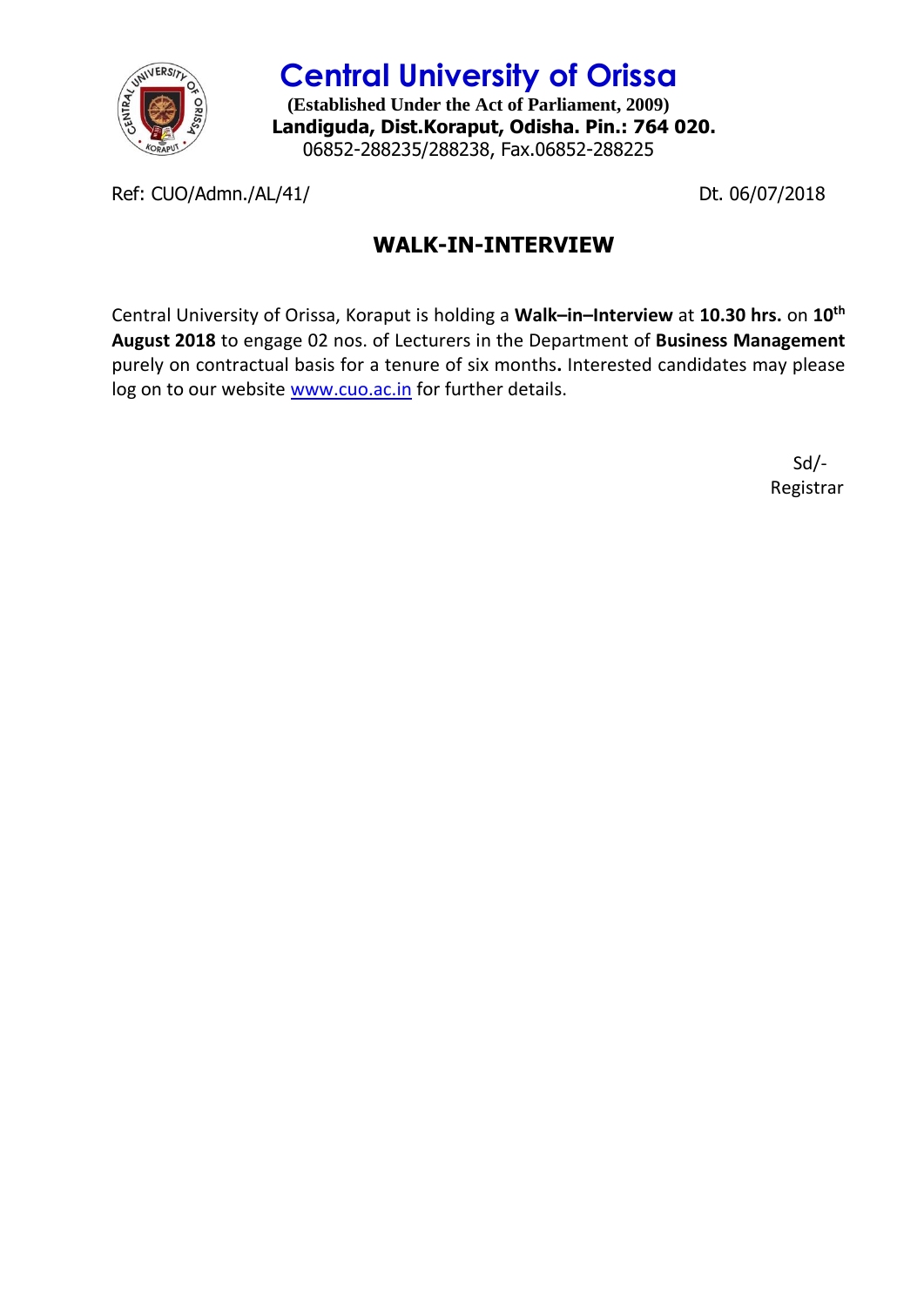# Central University of Orissa

**(Established Under the Act of Parliament, 2009)**

**Landiguda, Dist.Koraput, Odisha. Pin.: 764 020.**

06852-288235/288238, Fax.06852-288225

Ref: CUO/Admn./AL/41/ Dt. 06/07/2018

## WALK-IN-INTERVIEW

Central University of Orissa, Koraput is holding a **Walk–in–Interview** at **10.30 hrs.** on **10th August 2018** to engage 02 nos. of Lecturers in the Department of **Business Management** purely on contractual basis for a tenure of six months**.** Interested candidates may please log on to our website www.cuo.ac.in for further details.

Sd/-

Registrar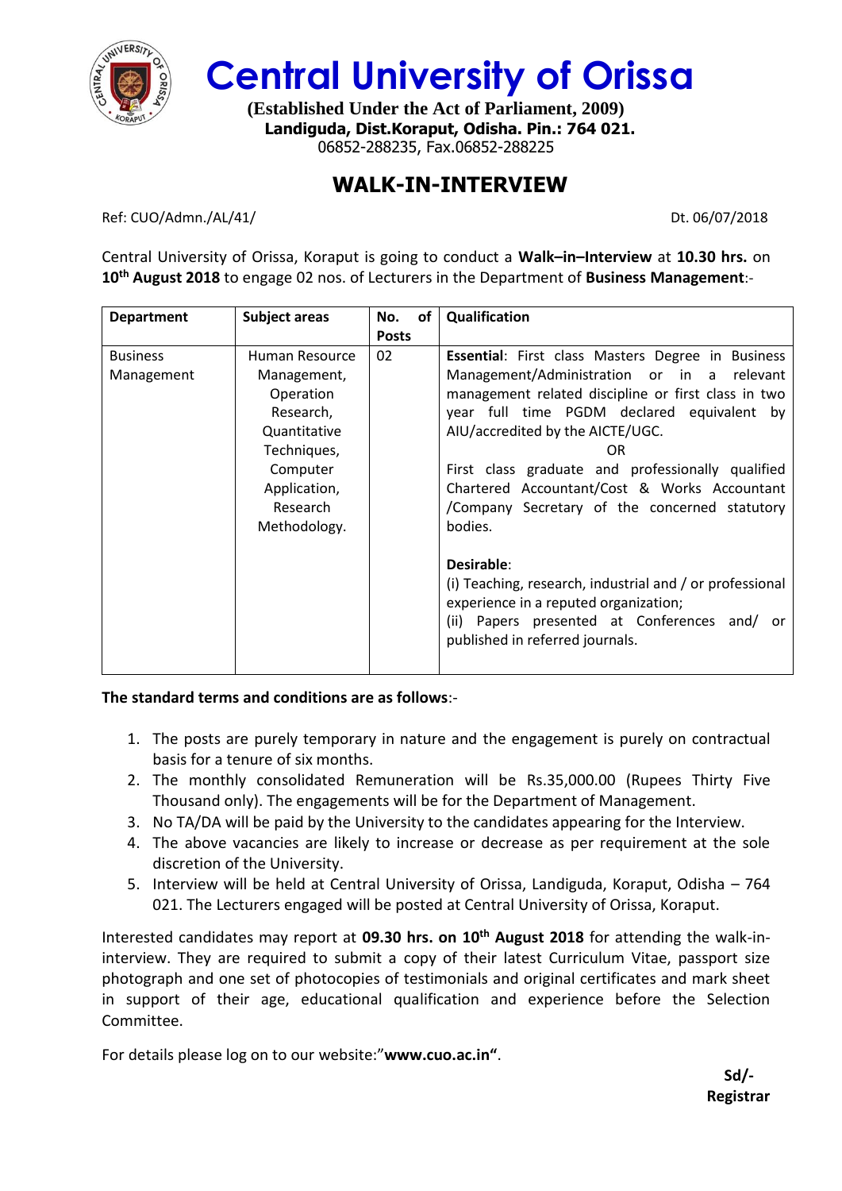# Central University of Orissa

**(Established Under the Act of Parliament, 2009)**
**Landiguda, Dist.Koraput, Odisha. Pin.: 764 021.**
06852-288235, Fax.06852-288225

## WALK-IN-INTERVIEW

Ref: CUO/Admn./AL/41/ Dt. 06/07/2018

Central University of Orissa, Koraput is going to conduct a **Walk–in–Interview** at **10.30 hrs.** on **10th August 2018** to engage 02 nos. of Lecturers in the Department of **Business Management**:-

| Department | Subject areas | No. of Posts | Qualification |
|---|---|---|---|
| Business Management | Human Resource Management, Operation Research, Quantitative Techniques, Computer Application, Research Methodology. | 02 | **Essential**: First class Masters Degree in Business Management/Administration or in a relevant management related discipline or first class in two year full time PGDM declared equivalent by AIU/accredited by the AICTE/UGC.<br>OR<br>First class graduate and professionally qualified Chartered Accountant/Cost & Works Accountant /Company Secretary of the concerned statutory bodies.<br><br>**Desirable**:<br>(i) Teaching, research, industrial and / or professional experience in a reputed organization;<br>(ii) Papers presented at Conferences and/ or published in referred journals. |

**The standard terms and conditions are as follows**:-

1. The posts are purely temporary in nature and the engagement is purely on contractual basis for a tenure of six months.
2. The monthly consolidated Remuneration will be Rs.35,000.00 (Rupees Thirty Five Thousand only). The engagements will be for the Department of Management.
3. No TA/DA will be paid by the University to the candidates appearing for the Interview.
4. The above vacancies are likely to increase or decrease as per requirement at the sole discretion of the University.
5. Interview will be held at Central University of Orissa, Landiguda, Koraput, Odisha – 764 021. The Lecturers engaged will be posted at Central University of Orissa, Koraput.

Interested candidates may report at **09.30 hrs. on 10th August 2018** for attending the walk-in-interview. They are required to submit a copy of their latest Curriculum Vitae, passport size photograph and one set of photocopies of testimonials and original certificates and mark sheet in support of their age, educational qualification and experience before the Selection Committee.

For details please log on to our website:"**www.cuo.ac.in"**.

**Sd/-**
**Registrar**